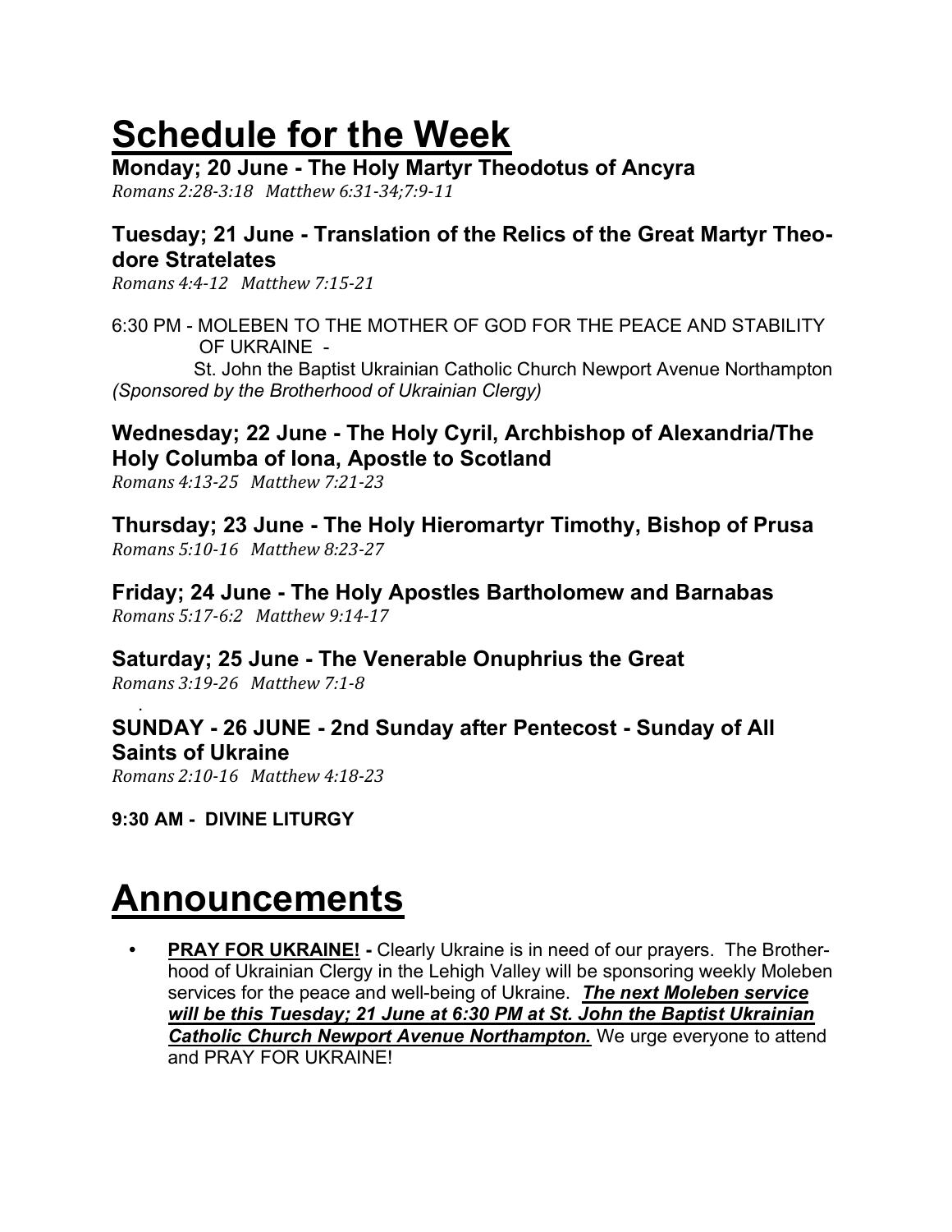# Schedule for the Week

### Monday; 20 June - The Holy Martyr Theodotus of Ancyra

*Romans 2:28-3:18   Matthew 6:31-34;7:9-11*

### Tuesday; 21 June - Translation of the Relics of the Great Martyr Theodore Stratelates

*Romans 4:4-12   Matthew 7:15-21*

6:30 PM - MOLEBEN TO THE MOTHER OF GOD FOR THE PEACE AND STABILITY OF UKRAINE -
St. John the Baptist Ukrainian Catholic Church Newport Avenue Northampton
*(Sponsored by the Brotherhood of Ukrainian Clergy)*

### Wednesday; 22 June - The Holy Cyril, Archbishop of Alexandria/The Holy Columba of Iona, Apostle to Scotland

*Romans 4:13-25   Matthew 7:21-23*

### Thursday; 23 June - The Holy Hieromartyr Timothy, Bishop of Prusa

*Romans 5:10-16   Matthew 8:23-27*

### Friday; 24 June - The Holy Apostles Bartholomew and Barnabas

*Romans 5:17-6:2   Matthew 9:14-17*

### Saturday; 25 June - The Venerable Onuphrius the Great

*Romans 3:19-26   Matthew 7:1-8*

### SUNDAY - 26 JUNE - 2nd Sunday after Pentecost - Sunday of All Saints of Ukraine

*Romans 2:10-16   Matthew 4:18-23*

**9:30 AM - DIVINE LITURGY**

# Announcements

- **PRAY FOR UKRAINE! -** Clearly Ukraine is in need of our prayers. The Brotherhood of Ukrainian Clergy in the Lehigh Valley will be sponsoring weekly Moleben services for the peace and well-being of Ukraine. ***The next Moleben service will be this Tuesday; 21 June at 6:30 PM at St. John the Baptist Ukrainian Catholic Church Newport Avenue Northampton.*** We urge everyone to attend and PRAY FOR UKRAINE!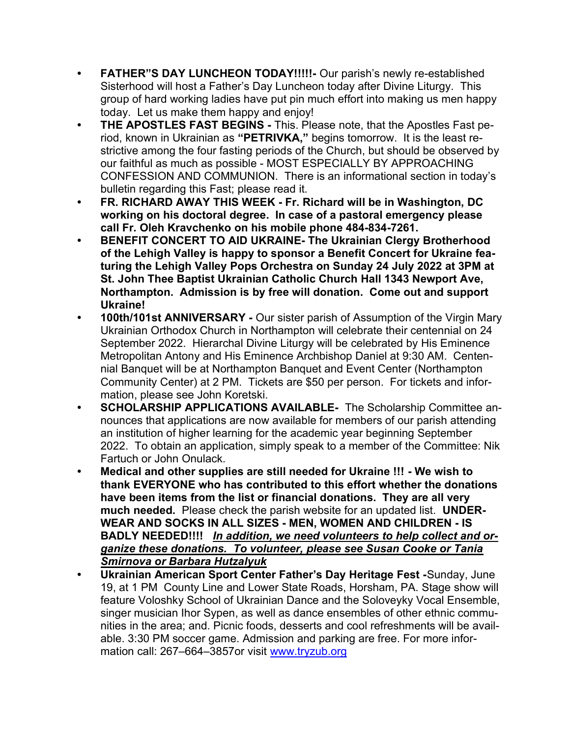- **FATHER"S DAY LUNCHEON TODAY!!!!!-** Our parish's newly re-established Sisterhood will host a Father's Day Luncheon today after Divine Liturgy. This group of hard working ladies have put pin much effort into making us men happy today. Let us make them happy and enjoy!
- **THE APOSTLES FAST BEGINS -** This. Please note, that the Apostles Fast period, known in Ukrainian as **"PETRIVKA,"** begins tomorrow. It is the least restrictive among the four fasting periods of the Church, but should be observed by our faithful as much as possible - MOST ESPECIALLY BY APPROACHING CONFESSION AND COMMUNION. There is an informational section in today's bulletin regarding this Fast; please read it.
- **FR. RICHARD AWAY THIS WEEK - Fr. Richard will be in Washington, DC working on his doctoral degree. In case of a pastoral emergency please call Fr. Oleh Kravchenko on his mobile phone 484-834-7261.**
- **BENEFIT CONCERT TO AID UKRAINE- The Ukrainian Clergy Brotherhood of the Lehigh Valley is happy to sponsor a Benefit Concert for Ukraine featuring the Lehigh Valley Pops Orchestra on Sunday 24 July 2022 at 3PM at St. John Thee Baptist Ukrainian Catholic Church Hall 1343 Newport Ave, Northampton. Admission is by free will donation. Come out and support Ukraine!**
- **100th/101st ANNIVERSARY -** Our sister parish of Assumption of the Virgin Mary Ukrainian Orthodox Church in Northampton will celebrate their centennial on 24 September 2022. Hierarchal Divine Liturgy will be celebrated by His Eminence Metropolitan Antony and His Eminence Archbishop Daniel at 9:30 AM. Centennial Banquet will be at Northampton Banquet and Event Center (Northampton Community Center) at 2 PM. Tickets are $50 per person. For tickets and information, please see John Koretski.
- **SCHOLARSHIP APPLICATIONS AVAILABLE-** The Scholarship Committee announces that applications are now available for members of our parish attending an institution of higher learning for the academic year beginning September 2022. To obtain an application, simply speak to a member of the Committee: Nik Fartuch or John Onulack.
- **Medical and other supplies are still needed for Ukraine !!! - We wish to thank EVERYONE who has contributed to this effort whether the donations have been items from the list or financial donations. They are all very much needed.** Please check the parish website for an updated list. **UNDERWEAR AND SOCKS IN ALL SIZES - MEN, WOMEN AND CHILDREN - IS BADLY NEEDED!!!!** ***In addition, we need volunteers to help collect and organize these donations. To volunteer, please see Susan Cooke or Tania Smirnova or Barbara Hutzalyuk***
- **Ukrainian American Sport Center Father's Day Heritage Fest -**Sunday, June 19, at 1 PM County Line and Lower State Roads, Horsham, PA. Stage show will feature Voloshky School of Ukrainian Dance and the Soloveyky Vocal Ensemble, singer musician Ihor Sypen, as well as dance ensembles of other ethnic communities in the area; and. Picnic foods, desserts and cool refreshments will be available. 3:30 PM soccer game. Admission and parking are free. For more information call: 267–664–3857or visit [www.tryzub.org](www.tryzub.org)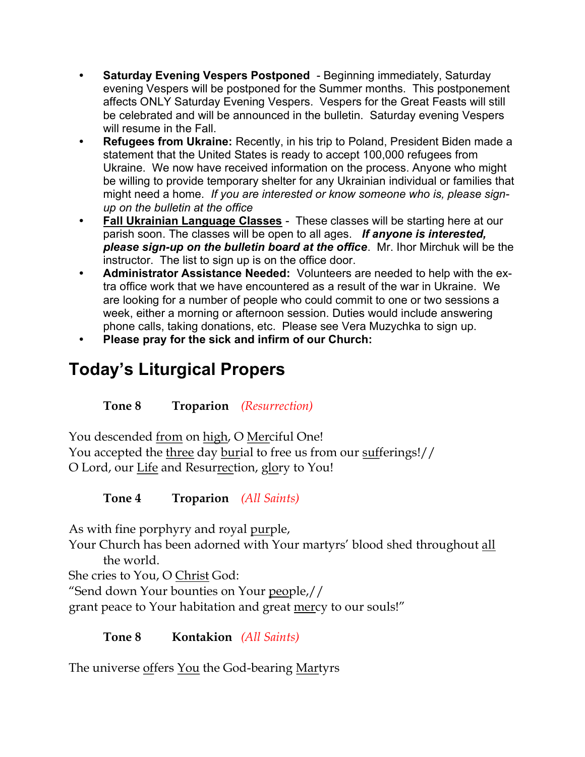- **Saturday Evening Vespers Postponed** - Beginning immediately, Saturday evening Vespers will be postponed for the Summer months. This postponement affects ONLY Saturday Evening Vespers. Vespers for the Great Feasts will still be celebrated and will be announced in the bulletin. Saturday evening Vespers will resume in the Fall.
- **Refugees from Ukraine:** Recently, in his trip to Poland, President Biden made a statement that the United States is ready to accept 100,000 refugees from Ukraine. We now have received information on the process. Anyone who might be willing to provide temporary shelter for any Ukrainian individual or families that might need a home. *If you are interested or know someone who is, please sign-up on the bulletin at the office*
- **Fall Ukrainian Language Classes** - These classes will be starting here at our parish soon. The classes will be open to all ages. ***If anyone is interested, please sign-up on the bulletin board at the office***. Mr. Ihor Mirchuk will be the instructor. The list to sign up is on the office door.
- **Administrator Assistance Needed:** Volunteers are needed to help with the extra office work that we have encountered as a result of the war in Ukraine. We are looking for a number of people who could commit to one or two sessions a week, either a morning or afternoon session. Duties would include answering phone calls, taking donations, etc. Please see Vera Muzychka to sign up.
- **Please pray for the sick and infirm of our Church:**

# Today's Liturgical Propers

**Tone 8 Troparion** *(Resurrection)*

You descended from on high, O Merciful One!
You accepted the three day burial to free us from our sufferings!//
O Lord, our Life and Resurrection, glory to You!

**Tone 4 Troparion** *(All Saints)*

As with fine porphyry and royal purple,
Your Church has been adorned with Your martyrs' blood shed throughout all the world.
She cries to You, O Christ God:
"Send down Your bounties on Your people,//
grant peace to Your habitation and great mercy to our souls!"

**Tone 8 Kontakion** *(All Saints)*

The universe offers You the God-bearing Martyrs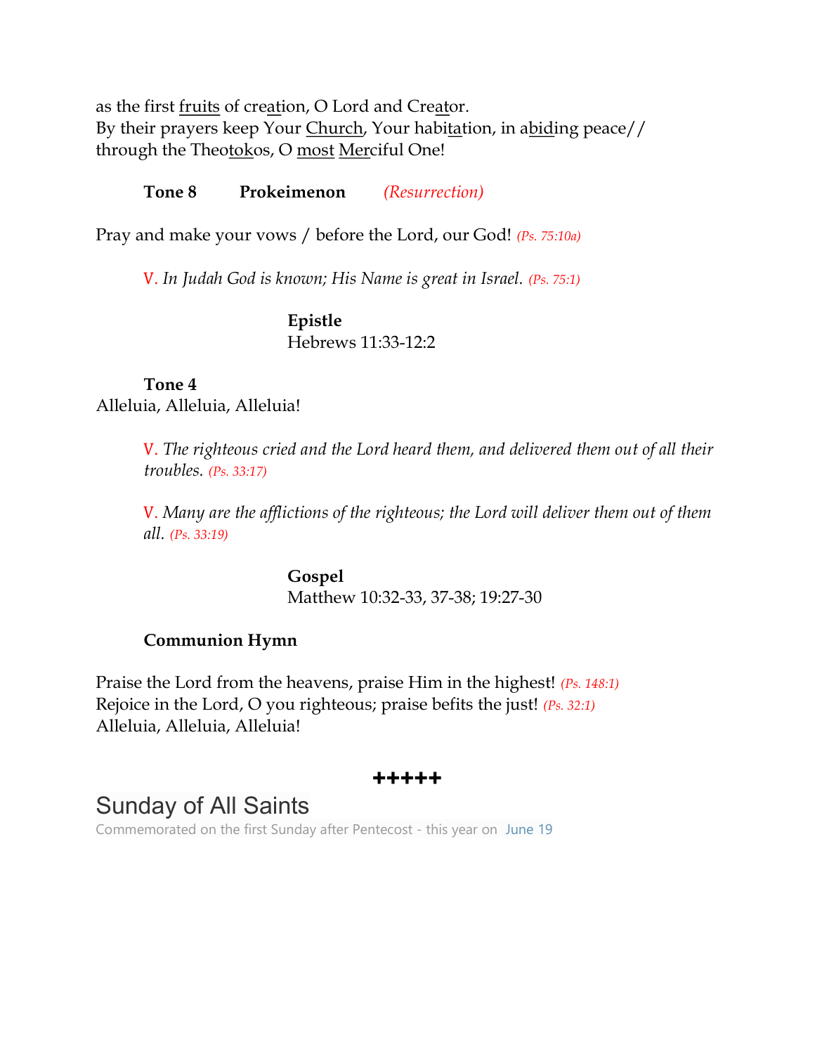as the first fruits of creation, O Lord and Creator.
By their prayers keep Your Church, Your habitation, in abiding peace//
through the Theotokos, O most Merciful One!

**Tone 8** **Prokeimenon** *(Resurrection)*

Pray and make your vows / before the Lord, our God! *(Ps. 75:10a)*

V. *In Judah God is known; His Name is great in Israel.* *(Ps. 75:1)*

**Epistle**
Hebrews 11:33-12:2

**Tone 4**
Alleluia, Alleluia, Alleluia!

V. *The righteous cried and the Lord heard them, and delivered them out of all their troubles.* *(Ps. 33:17)*

V. *Many are the afflictions of the righteous; the Lord will deliver them out of them all.* *(Ps. 33:19)*

**Gospel**
Matthew 10:32-33, 37-38; 19:27-30

**Communion Hymn**

Praise the Lord from the heavens, praise Him in the highest! *(Ps. 148:1)*
Rejoice in the Lord, O you righteous; praise befits the just! *(Ps. 32:1)*
Alleluia, Alleluia, Alleluia!

+++++

# Sunday of All Saints

Commemorated on the first Sunday after Pentecost - this year on June 19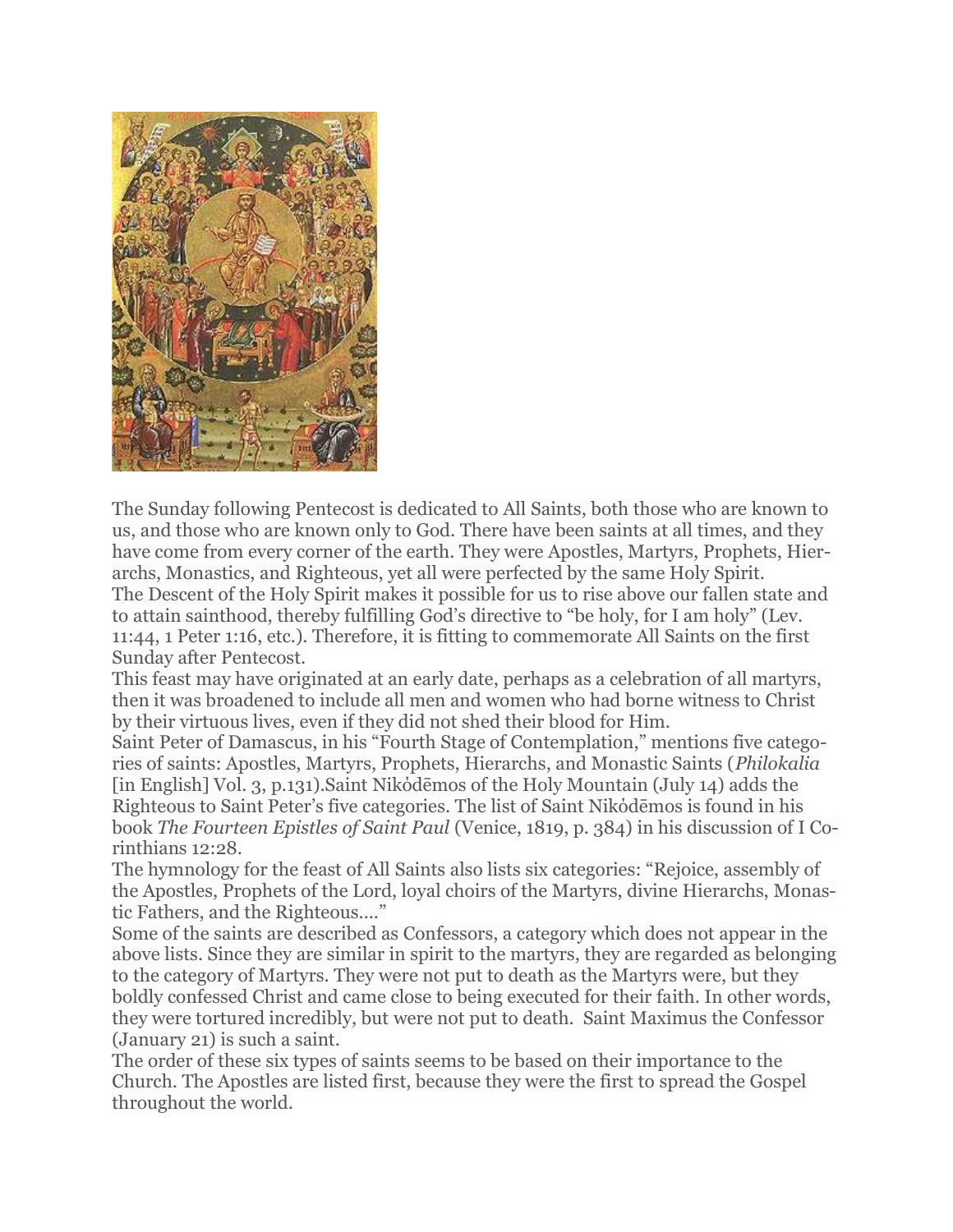The Sunday following Pentecost is dedicated to All Saints, both those who are known to us, and those who are known only to God. There have been saints at all times, and they have come from every corner of the earth. They were Apostles, Martyrs, Prophets, Hierarchs, Monastics, and Righteous, yet all were perfected by the same Holy Spirit.

The Descent of the Holy Spirit makes it possible for us to rise above our fallen state and to attain sainthood, thereby fulfilling God's directive to "be holy, for I am holy" (Lev. 11:44, 1 Peter 1:16, etc.). Therefore, it is fitting to commemorate All Saints on the first Sunday after Pentecost.

This feast may have originated at an early date, perhaps as a celebration of all martyrs, then it was broadened to include all men and women who had borne witness to Christ by their virtuous lives, even if they did not shed their blood for Him.

Saint Peter of Damascus, in his "Fourth Stage of Contemplation," mentions five categories of saints: Apostles, Martyrs, Prophets, Hierarchs, and Monastic Saints (*Philokalia* [in English] Vol. 3, p.131).Saint Nikódēmos of the Holy Mountain (July 14) adds the Righteous to Saint Peter's five categories. The list of Saint Nikódēmos is found in his book *The Fourteen Epistles of Saint Paul* (Venice, 1819, p. 384) in his discussion of I Corinthians 12:28.

The hymnology for the feast of All Saints also lists six categories: "Rejoice, assembly of the Apostles, Prophets of the Lord, loyal choirs of the Martyrs, divine Hierarchs, Monastic Fathers, and the Righteous...."

Some of the saints are described as Confessors, a category which does not appear in the above lists. Since they are similar in spirit to the martyrs, they are regarded as belonging to the category of Martyrs. They were not put to death as the Martyrs were, but they boldly confessed Christ and came close to being executed for their faith. In other words, they were tortured incredibly, but were not put to death. Saint Maximus the Confessor (January 21) is such a saint.

The order of these six types of saints seems to be based on their importance to the Church. The Apostles are listed first, because they were the first to spread the Gospel throughout the world.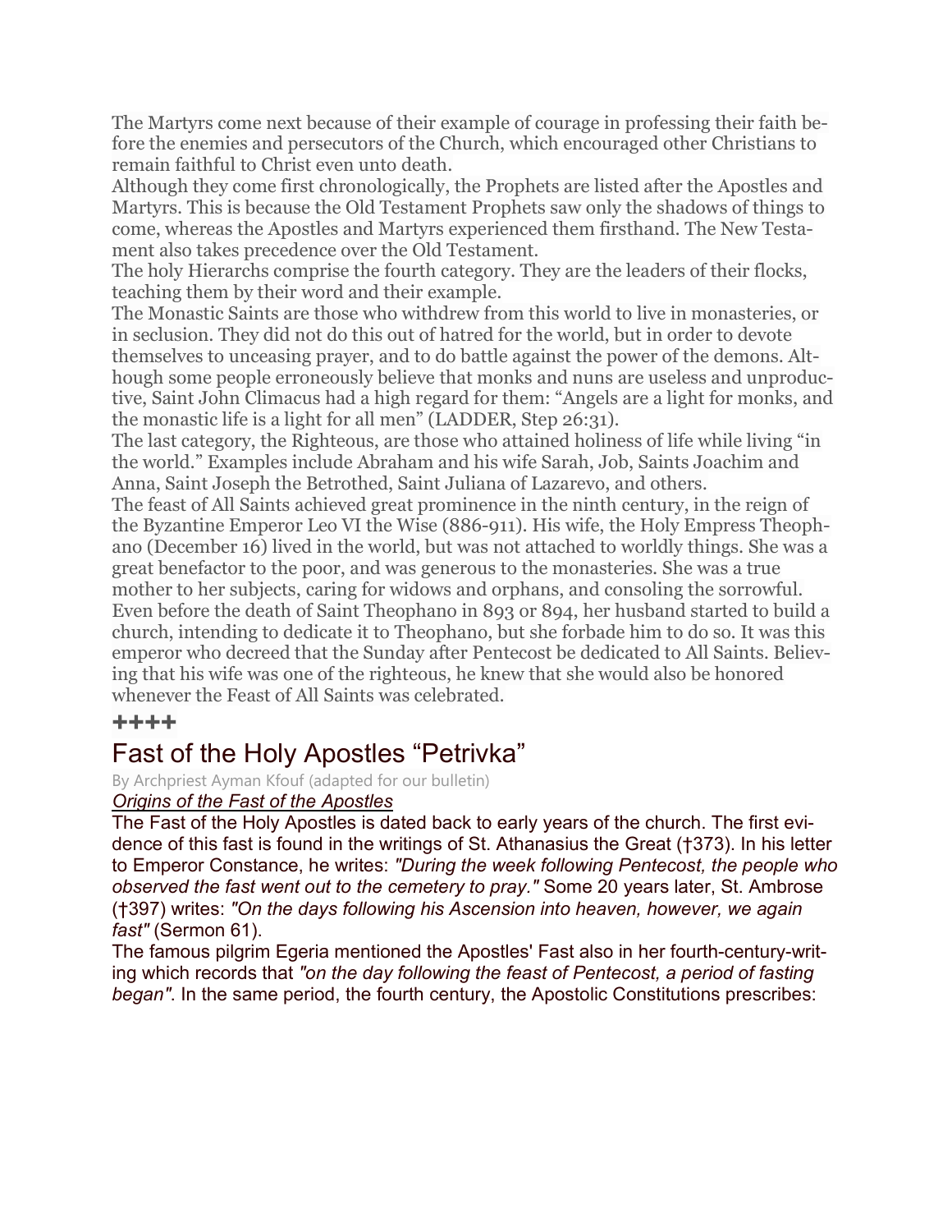The Martyrs come next because of their example of courage in professing their faith before the enemies and persecutors of the Church, which encouraged other Christians to remain faithful to Christ even unto death.

Although they come first chronologically, the Prophets are listed after the Apostles and Martyrs. This is because the Old Testament Prophets saw only the shadows of things to come, whereas the Apostles and Martyrs experienced them firsthand. The New Testament also takes precedence over the Old Testament.

The holy Hierarchs comprise the fourth category. They are the leaders of their flocks, teaching them by their word and their example.

The Monastic Saints are those who withdrew from this world to live in monasteries, or in seclusion. They did not do this out of hatred for the world, but in order to devote themselves to unceasing prayer, and to do battle against the power of the demons. Although some people erroneously believe that monks and nuns are useless and unproductive, Saint John Climacus had a high regard for them: "Angels are a light for monks, and the monastic life is a light for all men" (LADDER, Step 26:31).

The last category, the Righteous, are those who attained holiness of life while living "in the world." Examples include Abraham and his wife Sarah, Job, Saints Joachim and Anna, Saint Joseph the Betrothed, Saint Juliana of Lazarevo, and others.

The feast of All Saints achieved great prominence in the ninth century, in the reign of the Byzantine Emperor Leo VI the Wise (886-911). His wife, the Holy Empress Theophano (December 16) lived in the world, but was not attached to worldly things. She was a great benefactor to the poor, and was generous to the monasteries. She was a true mother to her subjects, caring for widows and orphans, and consoling the sorrowful. Even before the death of Saint Theophano in 893 or 894, her husband started to build a church, intending to dedicate it to Theophano, but she forbade him to do so. It was this emperor who decreed that the Sunday after Pentecost be dedicated to All Saints. Believing that his wife was one of the righteous, he knew that she would also be honored whenever the Feast of All Saints was celebrated.

**++++**

# Fast of the Holy Apostles "Petrivka"

By Archpriest Ayman Kfouf (adapted for our bulletin)

***Origins of the Fast of the Apostles***

The Fast of the Holy Apostles is dated back to early years of the church. The first evidence of this fast is found in the writings of St. Athanasius the Great (†373). In his letter to Emperor Constance, he writes: *"During the week following Pentecost, the people who observed the fast went out to the cemetery to pray."* Some 20 years later, St. Ambrose (†397) writes: *"On the days following his Ascension into heaven, however, we again fast"* (Sermon 61).

The famous pilgrim Egeria mentioned the Apostles' Fast also in her fourth-century-writing which records that *"on the day following the feast of Pentecost, a period of fasting began"*. In the same period, the fourth century, the Apostolic Constitutions prescribes: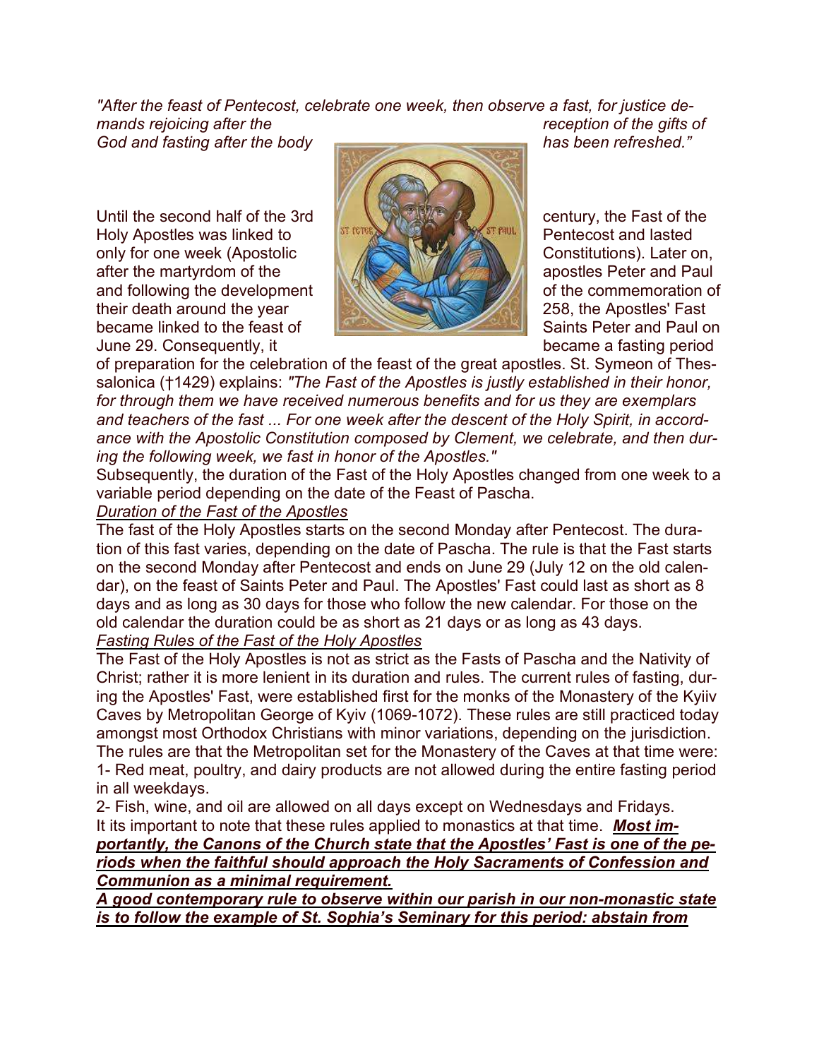*"After the feast of Pentecost, celebrate one week, then observe a fast, for justice demands rejoicing after the reception of the gifts of God and fasting after the body has been refreshed."*

Until the second half of the 3rd century, the Fast of the Holy Apostles was linked to Pentecost and lasted only for one week (Apostolic Constitutions). Later on, after the martyrdom of the apostles Peter and Paul and following the development of the commemoration of their death around the year 258, the Apostles' Fast became linked to the feast of Saints Peter and Paul on June 29. Consequently, it became a fasting period of preparation for the celebration of the feast of the great apostles. St. Symeon of Thessalonica (†1429) explains: *"The Fast of the Apostles is justly established in their honor, for through them we have received numerous benefits and for us they are exemplars and teachers of the fast ... For one week after the descent of the Holy Spirit, in accordance with the Apostolic Constitution composed by Clement, we celebrate, and then during the following week, we fast in honor of the Apostles."*

Subsequently, the duration of the Fast of the Holy Apostles changed from one week to a variable period depending on the date of the Feast of Pascha.

*Duration of the Fast of the Apostles*

The fast of the Holy Apostles starts on the second Monday after Pentecost. The duration of this fast varies, depending on the date of Pascha. The rule is that the Fast starts on the second Monday after Pentecost and ends on June 29 (July 12 on the old calendar), on the feast of Saints Peter and Paul. The Apostles' Fast could last as short as 8 days and as long as 30 days for those who follow the new calendar. For those on the old calendar the duration could be as short as 21 days or as long as 43 days.

*Fasting Rules of the Fast of the Holy Apostles*

The Fast of the Holy Apostles is not as strict as the Fasts of Pascha and the Nativity of Christ; rather it is more lenient in its duration and rules. The current rules of fasting, during the Apostles' Fast, were established first for the monks of the Monastery of the Kyiiv Caves by Metropolitan George of Kyiv (1069-1072). These rules are still practiced today amongst most Orthodox Christians with minor variations, depending on the jurisdiction. The rules are that the Metropolitan set for the Monastery of the Caves at that time were:

1- Red meat, poultry, and dairy products are not allowed during the entire fasting period in all weekdays.

2- Fish, wine, and oil are allowed on all days except on Wednesdays and Fridays.

It its important to note that these rules applied to monastics at that time. ***Most importantly, the Canons of the Church state that the Apostles' Fast is one of the periods when the faithful should approach the Holy Sacraments of Confession and Communion as a minimal requirement.***

***A good contemporary rule to observe within our parish in our non-monastic state is to follow the example of St. Sophia's Seminary for this period: abstain from***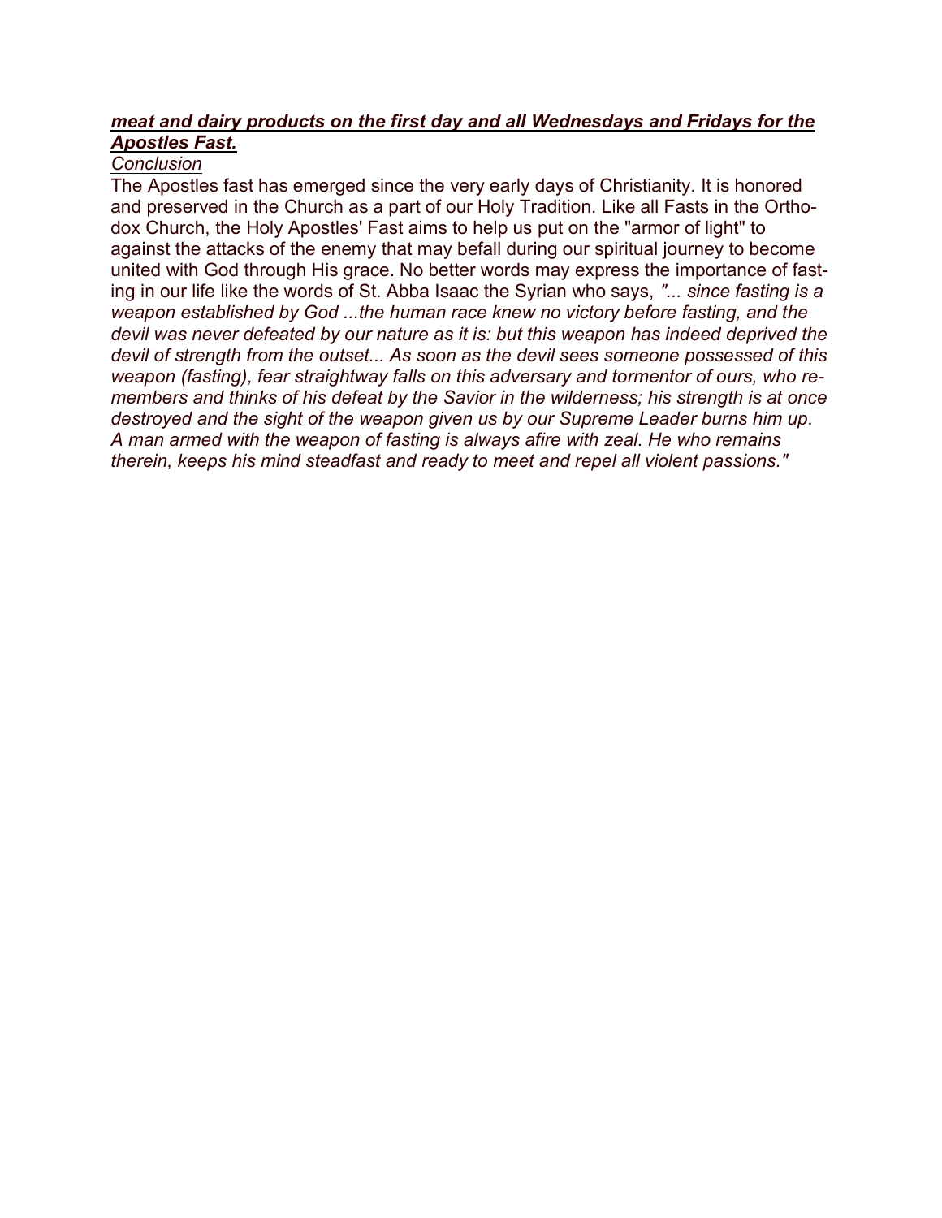***meat and dairy products on the first day and all Wednesdays and Fridays for the Apostles Fast.***

*Conclusion*

The Apostles fast has emerged since the very early days of Christianity. It is honored and preserved in the Church as a part of our Holy Tradition. Like all Fasts in the Orthodox Church, the Holy Apostles' Fast aims to help us put on the "armor of light" to against the attacks of the enemy that may befall during our spiritual journey to become united with God through His grace. No better words may express the importance of fasting in our life like the words of St. Abba Isaac the Syrian who says, *"... since fasting is a weapon established by God ...the human race knew no victory before fasting, and the devil was never defeated by our nature as it is: but this weapon has indeed deprived the devil of strength from the outset... As soon as the devil sees someone possessed of this weapon (fasting), fear straightway falls on this adversary and tormentor of ours, who remembers and thinks of his defeat by the Savior in the wilderness; his strength is at once destroyed and the sight of the weapon given us by our Supreme Leader burns him up. A man armed with the weapon of fasting is always afire with zeal. He who remains therein, keeps his mind steadfast and ready to meet and repel all violent passions."*